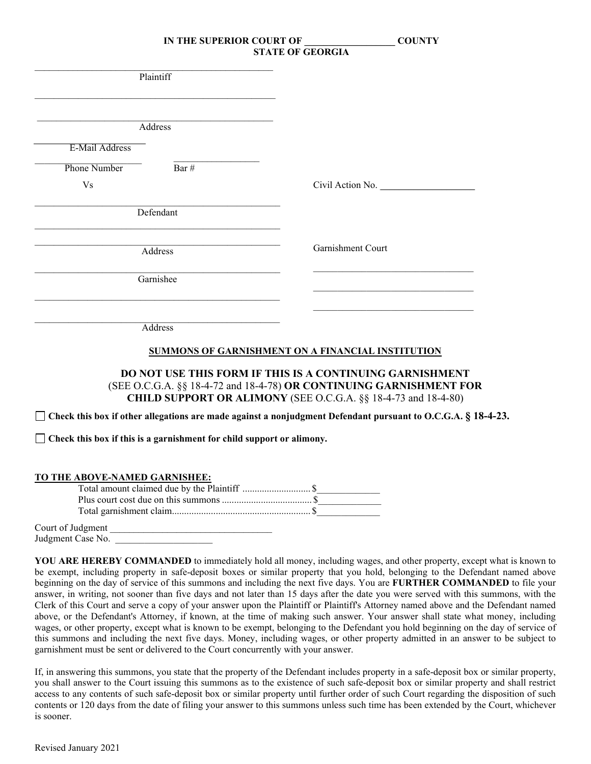**IN THE SUPERIOR COURT OF ___________________ COUNTY**
**STATE OF GEORGIA**

_______________________________________________
Plaintiff

_______________________________________________

_______________________________________________
Address

____________________
E-Mail Address

____________________ ____________________
Phone Number Bar #

Vs

Civil Action No. ____________________

_______________________________________________
Defendant

_______________________________________________

_______________________________________________
Address

Garnishment Court

_______________________________________________
Garnishee

_______________________________________________

_______________________________________________
Address

_________________________________

_________________________________

_________________________________

**SUMMONS OF GARNISHMENT ON A FINANCIAL INSTITUTION**

**DO NOT USE THIS FORM IF THIS IS A CONTINUING GARNISHMENT** (SEE O.C.G.A. §§ 18-4-72 and 18-4-78) **OR CONTINUING GARNISHMENT FOR CHILD SUPPORT OR ALIMONY** (SEE O.C.G.A. §§ 18-4-73 and 18-4-80)

☐ **Check this box if other allegations are made against a nonjudgment Defendant pursuant to O.C.G.A. § 18-4-23.**

☐ **Check this box if this is a garnishment for child support or alimony.**

**TO THE ABOVE-NAMED GARNISHEE:**

Total amount claimed due by the Plaintiff ............................ $_____________
Plus court cost due on this summons ..................................... $_____________
Total garnishment claim......................................................... $_____________

Court of Judgment ___________________________________
Judgment Case No. ____________________

**YOU ARE HEREBY COMMANDED** to immediately hold all money, including wages, and other property, except what is known to be exempt, including property in safe-deposit boxes or similar property that you hold, belonging to the Defendant named above beginning on the day of service of this summons and including the next five days. You are **FURTHER COMMANDED** to file your answer, in writing, not sooner than five days and not later than 15 days after the date you were served with this summons, with the Clerk of this Court and serve a copy of your answer upon the Plaintiff or Plaintiff's Attorney named above and the Defendant named above, or the Defendant's Attorney, if known, at the time of making such answer. Your answer shall state what money, including wages, or other property, except what is known to be exempt, belonging to the Defendant you hold beginning on the day of service of this summons and including the next five days. Money, including wages, or other property admitted in an answer to be subject to garnishment must be sent or delivered to the Court concurrently with your answer.

If, in answering this summons, you state that the property of the Defendant includes property in a safe-deposit box or similar property, you shall answer to the Court issuing this summons as to the existence of such safe-deposit box or similar property and shall restrict access to any contents of such safe-deposit box or similar property until further order of such Court regarding the disposition of such contents or 120 days from the date of filing your answer to this summons unless such time has been extended by the Court, whichever is sooner.

Revised January 2021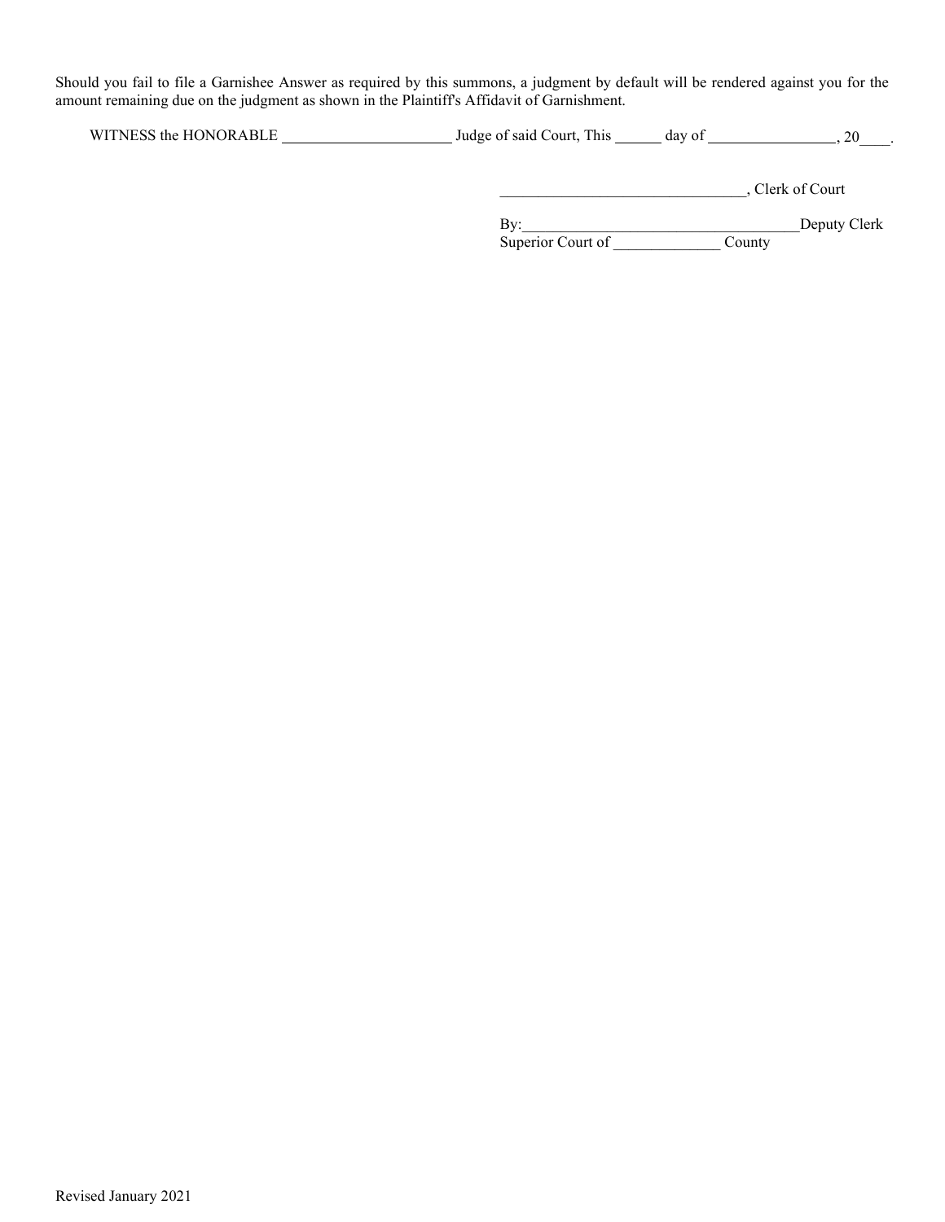Should you fail to file a Garnishee Answer as required by this summons, a judgment by default will be rendered against you for the amount remaining due on the judgment as shown in the Plaintiff's Affidavit of Garnishment.

WITNESS the HONORABLE ______________________ Judge of said Court, This ______ day of _________________, 20____.

________________________________, Clerk of Court

By:____________________________________Deputy Clerk
Superior Court of ______________ County

Revised January 2021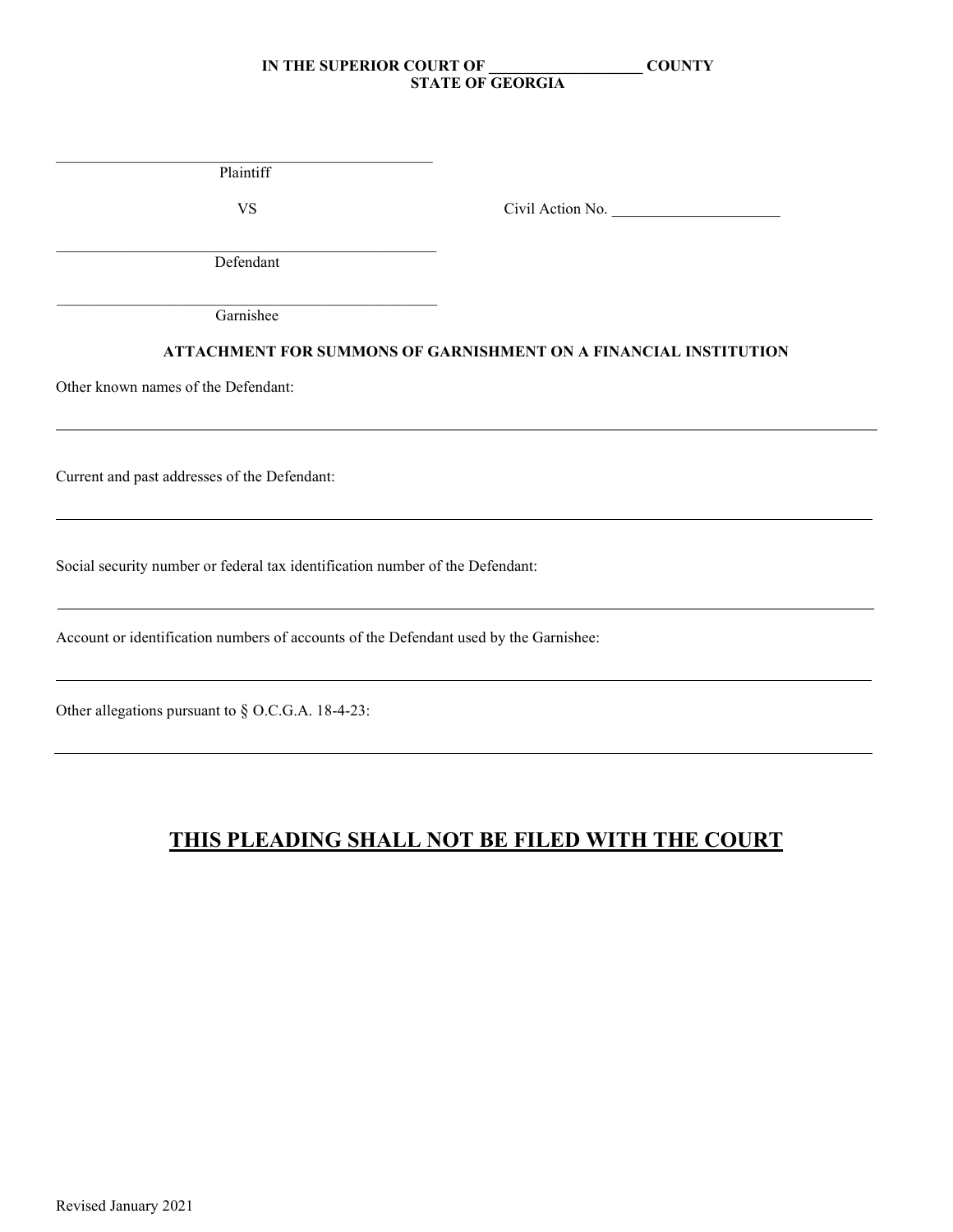**IN THE SUPERIOR COURT OF ___________________ COUNTY**
**STATE OF GEORGIA**

_______________________________________________
Plaintiff

VS

Civil Action No. _____________________

_______________________________________________
Defendant

_______________________________________________
Garnishee

**ATTACHMENT FOR SUMMONS OF GARNISHMENT ON A FINANCIAL INSTITUTION**

Other known names of the Defendant:

_______________________________________________________________________________

Current and past addresses of the Defendant:

_______________________________________________________________________________

Social security number or federal tax identification number of the Defendant:

_______________________________________________________________________________

Account or identification numbers of accounts of the Defendant used by the Garnishee:

_______________________________________________________________________________

Other allegations pursuant to § O.C.G.A. 18-4-23:

_______________________________________________________________________________

## **THIS PLEADING SHALL NOT BE FILED WITH THE COURT**

Revised January 2021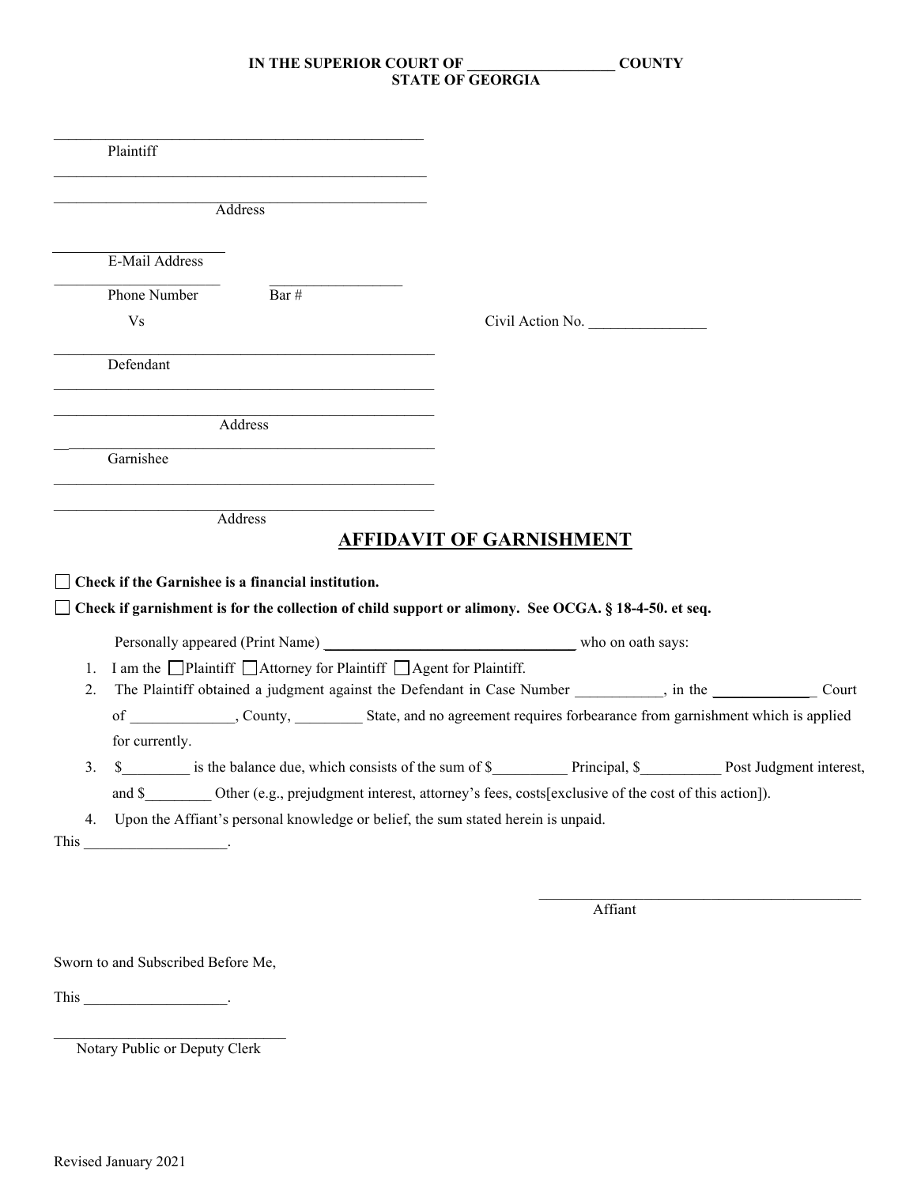**IN THE SUPERIOR COURT OF ___________________ COUNTY**
**STATE OF GEORGIA**

_________________________________________________
Plaintiff
_________________________________________________
_________________________________________________
Address

_____________________
E-Mail Address
_____________________ _________________
Phone Number Bar #

Vs Civil Action No. ________________

_________________________________________________
Defendant
_________________________________________________
_________________________________________________
Address
_________________________________________________
Garnishee
_________________________________________________
_________________________________________________
Address

## AFFIDAVIT OF GARNISHMENT

☐ **Check if the Garnishee is a financial institution.**

☐ **Check if garnishment is for the collection of child support or alimony. See OCGA. § 18-4-50. et seq.**

Personally appeared (Print Name) ________________________________ who on oath says:

1. I am the ☐Plaintiff ☐Attorney for Plaintiff ☐Agent for Plaintiff.
2. The Plaintiff obtained a judgment against the Defendant in Case Number ___________, in the _____________ Court of _____________, County, _________ State, and no agreement requires forbearance from garnishment which is applied for currently.
3. $_________ is the balance due, which consists of the sum of $__________ Principal, $__________ Post Judgment interest, and $_________ Other (e.g., prejudgment interest, attorney's fees, costs[exclusive of the cost of this action]).
4. Upon the Affiant's personal knowledge or belief, the sum stated herein is unpaid.

This ___________________.

_____________________________________________
Affiant

Sworn to and Subscribed Before Me,

This ___________________.

________________________________
Notary Public or Deputy Clerk

Revised January 2021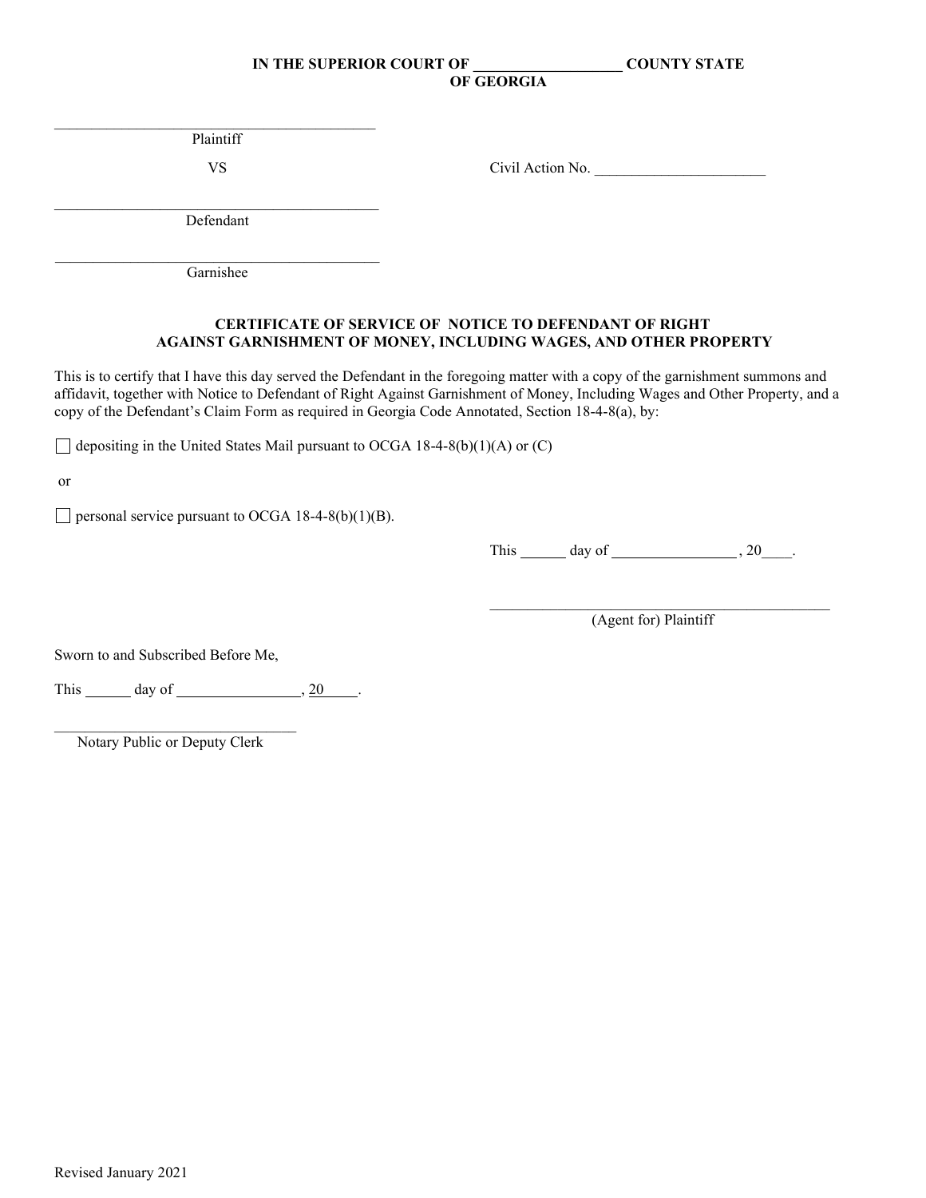**IN THE SUPERIOR COURT OF ___________________ COUNTY STATE OF GEORGIA**

___________________________________________
Plaintiff

VS

Civil Action No. ______________________

___________________________________________
Defendant

___________________________________________
Garnishee

**CERTIFICATE OF SERVICE OF NOTICE TO DEFENDANT OF RIGHT AGAINST GARNISHMENT OF MONEY, INCLUDING WAGES, AND OTHER PROPERTY**

This is to certify that I have this day served the Defendant in the foregoing matter with a copy of the garnishment summons and affidavit, together with Notice to Defendant of Right Against Garnishment of Money, Including Wages and Other Property, and a copy of the Defendant's Claim Form as required in Georgia Code Annotated, Section 18-4-8(a), by:

☐ depositing in the United States Mail pursuant to OCGA 18-4-8(b)(1)(A) or (C)

or

☐ personal service pursuant to OCGA 18-4-8(b)(1)(B).

This ______ day of ________________ , 20____.

_____________________________________________
(Agent for) Plaintiff

Sworn to and Subscribed Before Me,

This ______ day of ________________, 20_____.

________________________________
Notary Public or Deputy Clerk

Revised January 2021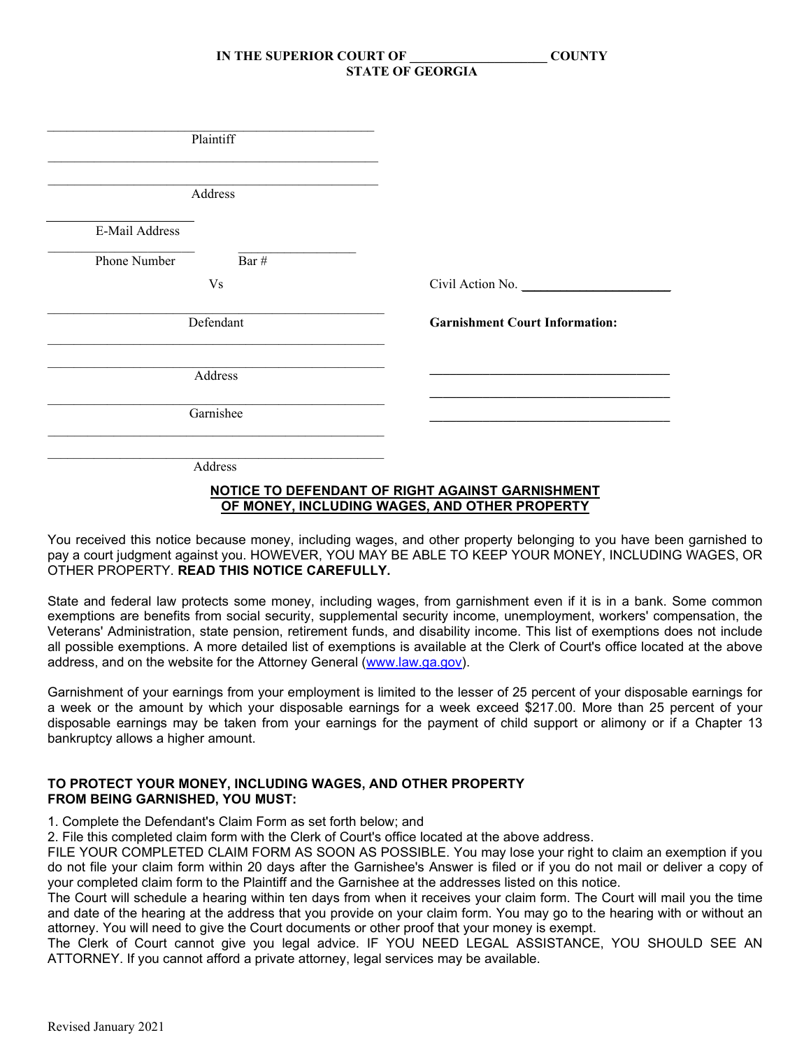**IN THE SUPERIOR COURT OF ____________________ COUNTY**
**STATE OF GEORGIA**

_______________________________________________
Plaintiff

_______________________________________________

_______________________________________________
Address

____________________
E-Mail Address

____________________ ________________
Phone Number Bar #

Vs Civil Action No. ______________________

_______________________________________________
Defendant

**Garnishment Court Information:**

_______________________________________________

_______________________________________________
Address

___________________________________

___________________________________

___________________________________

_______________________________________________
Garnishee

_______________________________________________

_______________________________________________
Address

**NOTICE TO DEFENDANT OF RIGHT AGAINST GARNISHMENT OF MONEY, INCLUDING WAGES, AND OTHER PROPERTY**

You received this notice because money, including wages, and other property belonging to you have been garnished to pay a court judgment against you. HOWEVER, YOU MAY BE ABLE TO KEEP YOUR MONEY, INCLUDING WAGES, OR OTHER PROPERTY. **READ THIS NOTICE CAREFULLY.**

State and federal law protects some money, including wages, from garnishment even if it is in a bank. Some common exemptions are benefits from social security, supplemental security income, unemployment, workers' compensation, the Veterans' Administration, state pension, retirement funds, and disability income. This list of exemptions does not include all possible exemptions. A more detailed list of exemptions is available at the Clerk of Court's office located at the above address, and on the website for the Attorney General (www.law.ga.gov).

Garnishment of your earnings from your employment is limited to the lesser of 25 percent of your disposable earnings for a week or the amount by which your disposable earnings for a week exceed $217.00. More than 25 percent of your disposable earnings may be taken from your earnings for the payment of child support or alimony or if a Chapter 13 bankruptcy allows a higher amount.

**TO PROTECT YOUR MONEY, INCLUDING WAGES, AND OTHER PROPERTY FROM BEING GARNISHED, YOU MUST:**

1. Complete the Defendant's Claim Form as set forth below; and
2. File this completed claim form with the Clerk of Court's office located at the above address.

FILE YOUR COMPLETED CLAIM FORM AS SOON AS POSSIBLE. You may lose your right to claim an exemption if you do not file your claim form within 20 days after the Garnishee's Answer is filed or if you do not mail or deliver a copy of your completed claim form to the Plaintiff and the Garnishee at the addresses listed on this notice.

The Court will schedule a hearing within ten days from when it receives your claim form. The Court will mail you the time and date of the hearing at the address that you provide on your claim form. You may go to the hearing with or without an attorney. You will need to give the Court documents or other proof that your money is exempt.

The Clerk of Court cannot give you legal advice. IF YOU NEED LEGAL ASSISTANCE, YOU SHOULD SEE AN ATTORNEY. If you cannot afford a private attorney, legal services may be available.

Revised January 2021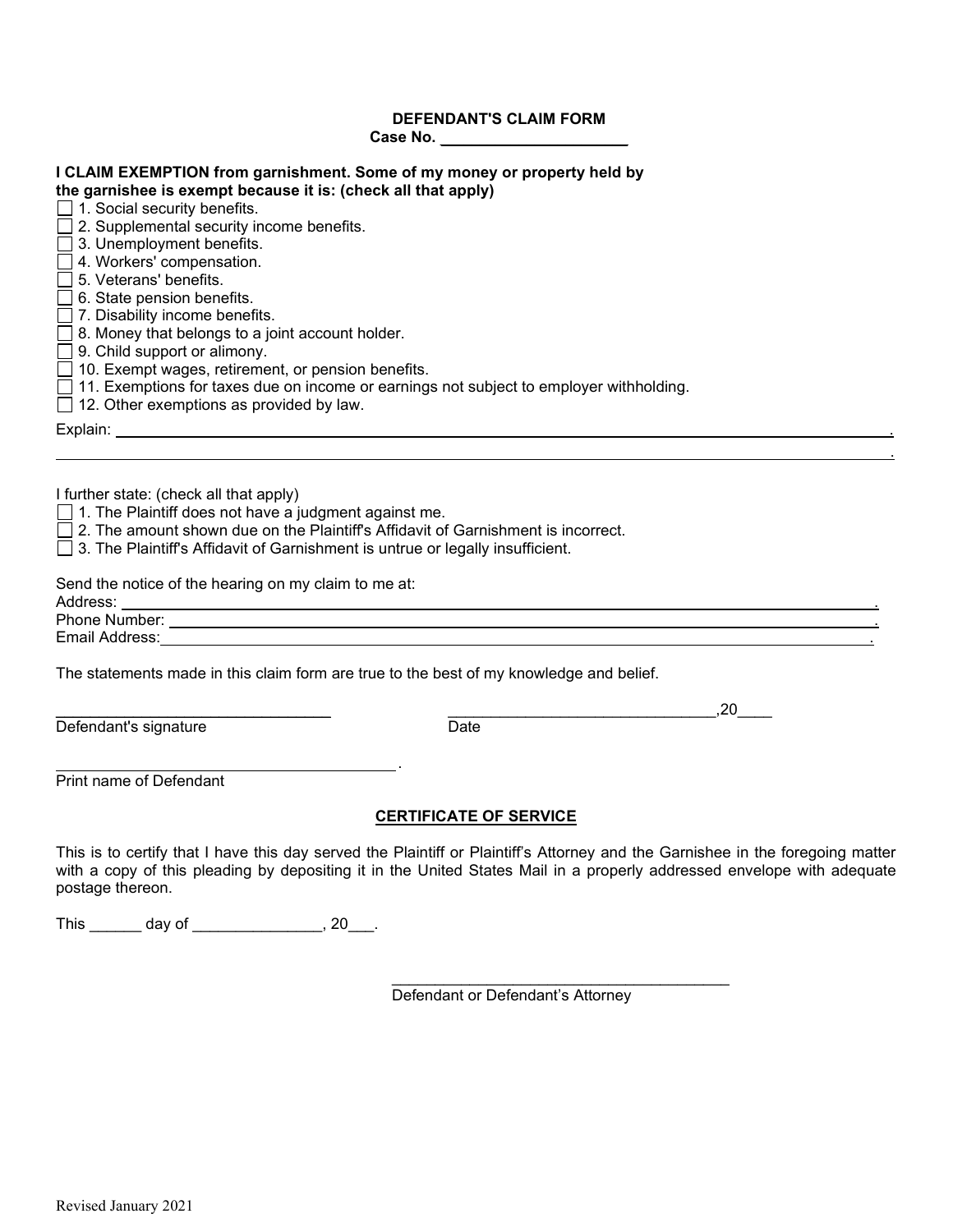**DEFENDANT'S CLAIM FORM**

**Case No. ______________________**

**I CLAIM EXEMPTION from garnishment. Some of my money or property held by the garnishee is exempt because it is: (check all that apply)**

- ☐ 1. Social security benefits.
- ☐ 2. Supplemental security income benefits.
- ☐ 3. Unemployment benefits.
- ☐ 4. Workers' compensation.
- ☐ 5. Veterans' benefits.
- ☐ 6. State pension benefits.
- ☐ 7. Disability income benefits.
- ☐ 8. Money that belongs to a joint account holder.
- ☐ 9. Child support or alimony.
- ☐ 10. Exempt wages, retirement, or pension benefits.
- ☐ 11. Exemptions for taxes due on income or earnings not subject to employer withholding.
- ☐ 12. Other exemptions as provided by law.

Explain: ________________________________________________________________________________.

________________________________________________________________________________________.

I further state: (check all that apply)

- ☐ 1. The Plaintiff does not have a judgment against me.
- ☐ 2. The amount shown due on the Plaintiff's Affidavit of Garnishment is incorrect.
- ☐ 3. The Plaintiff's Affidavit of Garnishment is untrue or legally insufficient.

Send the notice of the hearing on my claim to me at:

Address: ________________________________________________________________________.

Phone Number: ___________________________________________________________________.

Email Address: ___________________________________________________________________.

The statements made in this claim form are true to the best of my knowledge and belief.

________________________________ &nbsp;&nbsp;&nbsp;&nbsp; ________________________________,20____

Defendant's signature &nbsp;&nbsp;&nbsp;&nbsp; Date

________________________________________.

Print name of Defendant

**CERTIFICATE OF SERVICE**

This is to certify that I have this day served the Plaintiff or Plaintiff's Attorney and the Garnishee in the foregoing matter with a copy of this pleading by depositing it in the United States Mail in a properly addressed envelope with adequate postage thereon.

This ______ day of _______________, 20___.

________________________________________

Defendant or Defendant's Attorney

Revised January 2021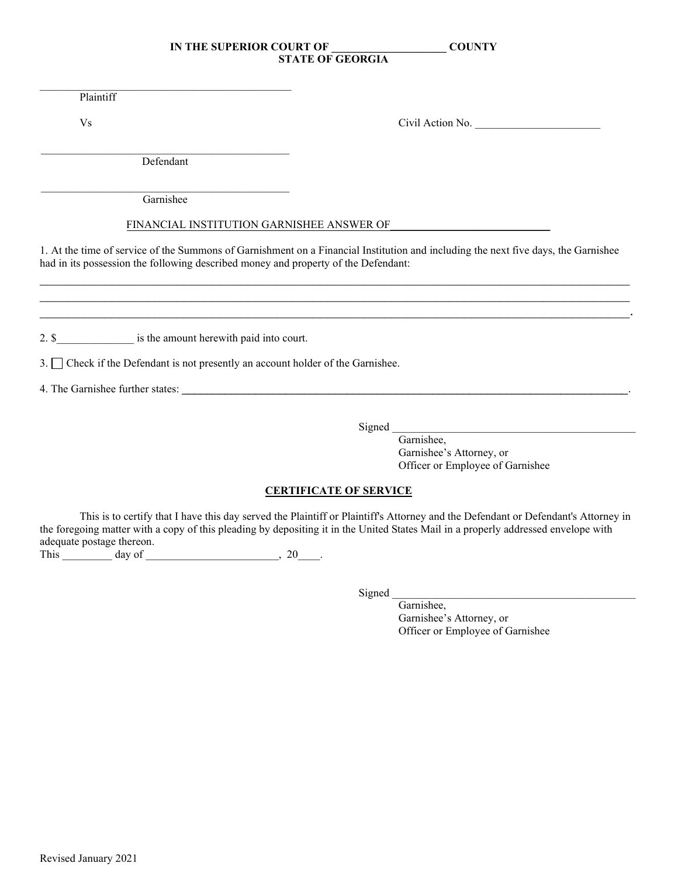**IN THE SUPERIOR COURT OF ____________________ COUNTY**
**STATE OF GEORGIA**

_____________________________________________
Plaintiff

Vs

Civil Action No. ______________________

_____________________________________________
Defendant

_____________________________________________
Garnishee

FINANCIAL INSTITUTION GARNISHEE ANSWER OF____________________________

1. At the time of service of the Summons of Garnishment on a Financial Institution and including the next five days, the Garnishee had in its possession the following described money and property of the Defendant:

____________________________________________________________________________________________________
____________________________________________________________________________________________________
____________________________________________________________________________________________________.

2. $______________ is the amount herewith paid into court.

3. ☐ Check if the Defendant is not presently an account holder of the Garnishee.

4. The Garnishee further states: ________________________________________________________________________________.

Signed ____________________________________________
Garnishee,
Garnishee's Attorney, or
Officer or Employee of Garnishee

**CERTIFICATE OF SERVICE**

This is to certify that I have this day served the Plaintiff or Plaintiff's Attorney and the Defendant or Defendant's Attorney in the foregoing matter with a copy of this pleading by depositing it in the United States Mail in a properly addressed envelope with adequate postage thereon.
This _________ day of ________________________, 20____.

Signed ____________________________________________
Garnishee,
Garnishee's Attorney, or
Officer or Employee of Garnishee

Revised January 2021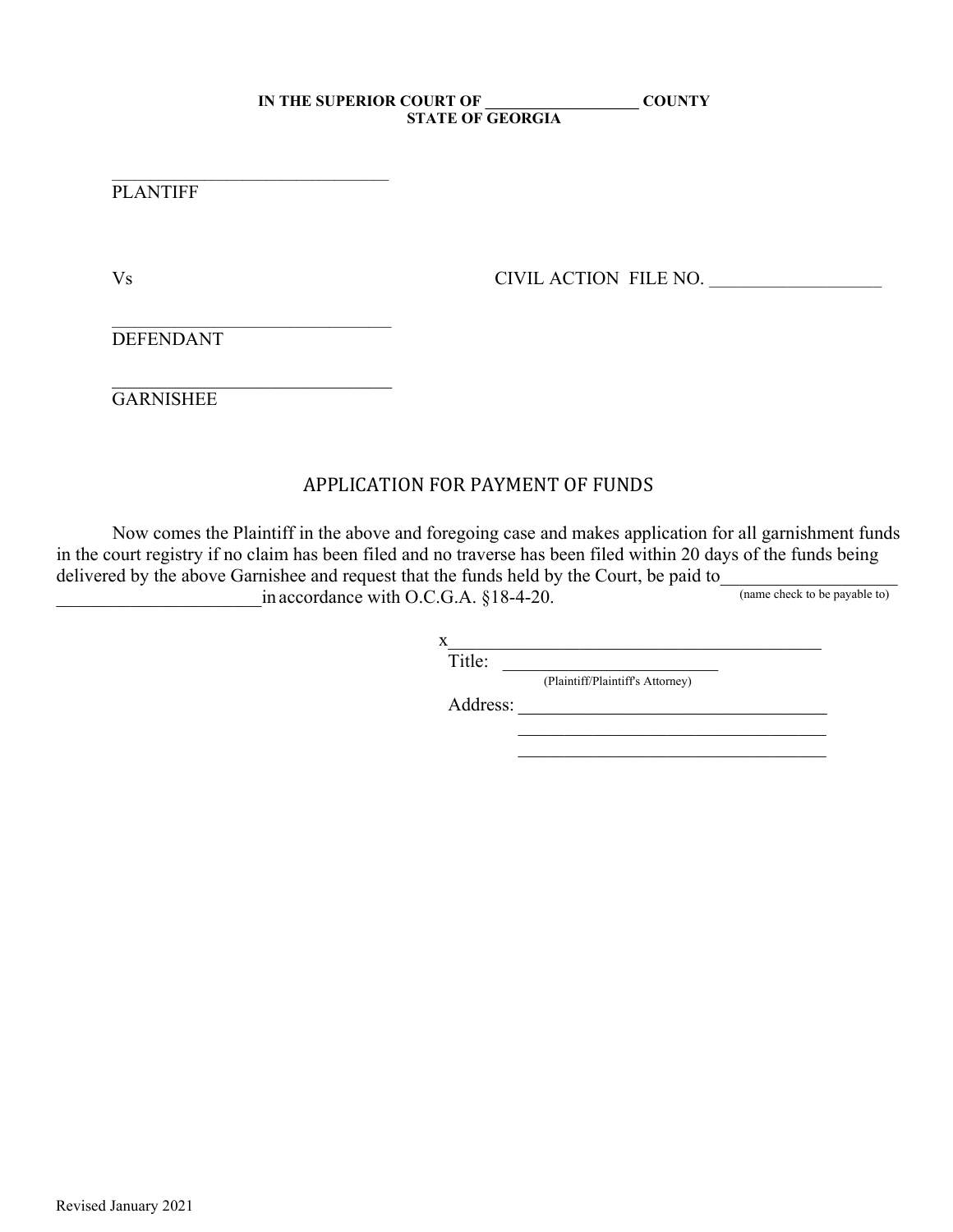**IN THE SUPERIOR COURT OF ___________________ COUNTY**
**STATE OF GEORGIA**

______________________________
PLANTIFF

Vs                                                    CIVIL ACTION FILE NO. ___________________

______________________________
DEFENDANT

______________________________
GARNISHEE

## APPLICATION FOR PAYMENT OF FUNDS

Now comes the Plaintiff in the above and foregoing case and makes application for all garnishment funds in the court registry if no claim has been filed and no traverse has been filed within 20 days of the funds being delivered by the above Garnishee and request that the funds held by the Court, be paid to___________________ (name check to be payable to) ______________________in accordance with O.C.G.A. §18-4-20.

x__________________________________________
Title: ________________________
(Plaintiff/Plaintiff's Attorney)
Address: ___________________________________
___________________________________
___________________________________

Revised January 2021